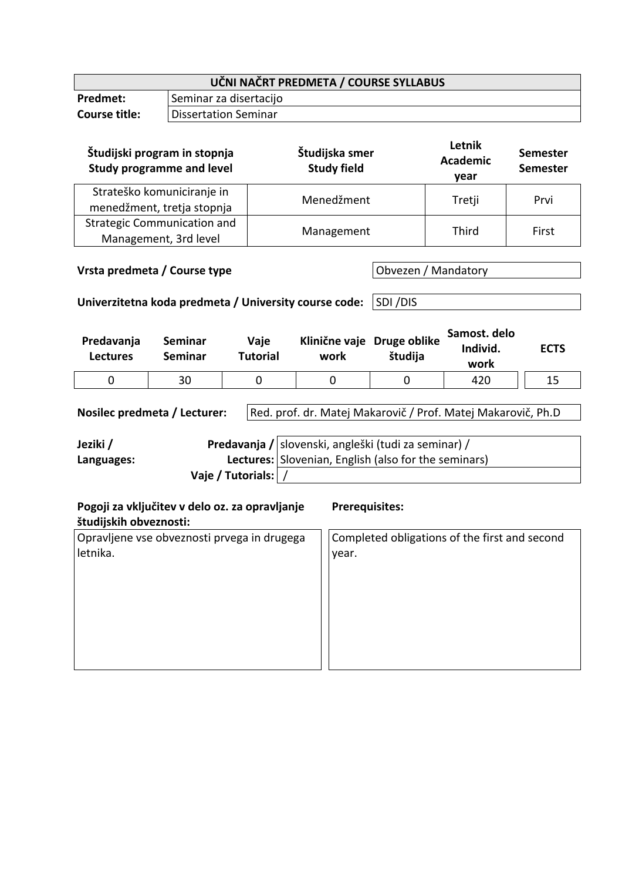| UČNI NAČRT PREDMETA / COURSE SYLLABUS | |
|---|---|
| **Predmet:** | Seminar za disertacijo |
| **Course title:** | Dissertation Seminar |

| Študijski program in stopnja<br>Study programme and level | Študijska smer<br>Study field | Letnik<br>Academic year | Semester<br>Semester |
|---|---|---|---|
| Strateško komuniciranje in menedžment, tretja stopnja | Menedžment | Tretji | Prvi |
| Strategic Communication and Management, 3rd level | Management | Third | First |

| **Vrsta predmeta / Course type** | Obvezen / Mandatory |
|---|---|

| **Univerzitetna koda predmeta / University course code:** | SDI /DIS |
|---|---|

| Predavanja<br>Lectures | Seminar<br>Seminar | Vaje<br>Tutorial | Klinične vaje<br>work | Druge oblike študija | Samost. delo<br>Individ. work | ECTS |
|---|---|---|---|---|---|---|
| 0 | 30 | 0 | 0 | 0 | 420 | 15 |

| **Nosilec predmeta / Lecturer:** | Red. prof. dr. Matej Makarovič / Prof. Matej Makarovič, Ph.D |
|---|---|

| **Jeziki / Languages:** | | |
|---|---|---|
| | **Predavanja / Lectures:** | slovenski, angleški (tudi za seminar) / Slovenian, English (also for the seminars) |
| | **Vaje / Tutorials:** | / |

| **Pogoji za vključitev v delo oz. za opravljanje študijskih obveznosti:** | **Prerequisites:** |
|---|---|
| Opravljene vse obveznosti prvega in drugega letnika. | Completed obligations of the first and second year. |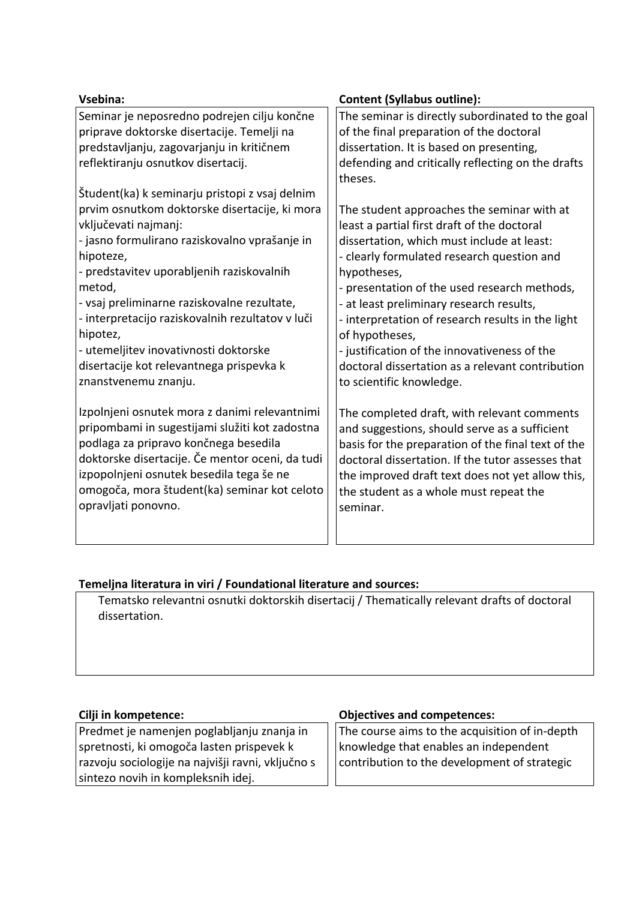| Vsebina: | Content (Syllabus outline): |
|---|---|
| Seminar je neposredno podrejen cilju končne priprave doktorske disertacije. Temelji na predstavljanju, zagovarjanju in kritičnem reflektiranju osnutkov disertacij.<br><br>Študent(ka) k seminarju pristopi z vsaj delnim prvim osnutkom doktorske disertacije, ki mora vključevati najmanj:<br>- jasno formulirano raziskovalno vprašanje in hipoteze,<br>- predstavitev uporabljenih raziskovalnih metod,<br>- vsaj preliminarne raziskovalne rezultate,<br>- interpretacijo raziskovalnih rezultatov v luči hipotez,<br>- utemeljitev inovativnosti doktorske disertacije kot relevantnega prispevka k znanstvenemu znanju.<br><br>Izpolnjeni osnutek mora z danimi relevantnimi pripombami in sugestijami služiti kot zadostna podlaga za pripravo končnega besedila doktorske disertacije. Če mentor oceni, da tudi izpopolnjeni osnutek besedila tega še ne omogoča, mora študent(ka) seminar kot celoto opravljati ponovno. | The seminar is directly subordinated to the goal of the final preparation of the doctoral dissertation. It is based on presenting, defending and critically reflecting on the drafts theses.<br><br>The student approaches the seminar with at least a partial first draft of the doctoral dissertation, which must include at least:<br>- clearly formulated research question and hypotheses,<br>- presentation of the used research methods,<br>- at least preliminary research results,<br>- interpretation of research results in the light of hypotheses,<br>- justification of the innovativeness of the doctoral dissertation as a relevant contribution to scientific knowledge.<br><br>The completed draft, with relevant comments and suggestions, should serve as a sufficient basis for the preparation of the final text of the doctoral dissertation. If the tutor assesses that the improved draft text does not yet allow this, the student as a whole must repeat the seminar. |

**Temeljna literatura in viri / Foundational literature and sources:**

Tematsko relevantni osnutki doktorskih disertacij / Thematically relevant drafts of doctoral dissertation.

| Cilji in kompetence: | Objectives and competences: |
|---|---|
| Predmet je namenjen poglabljanju znanja in spretnosti, ki omogoča lasten prispevek k razvoju sociologije na najvišji ravni, vključno s sintezo novih in kompleksnih idej. | The course aims to the acquisition of in-depth knowledge that enables an independent contribution to the development of strategic |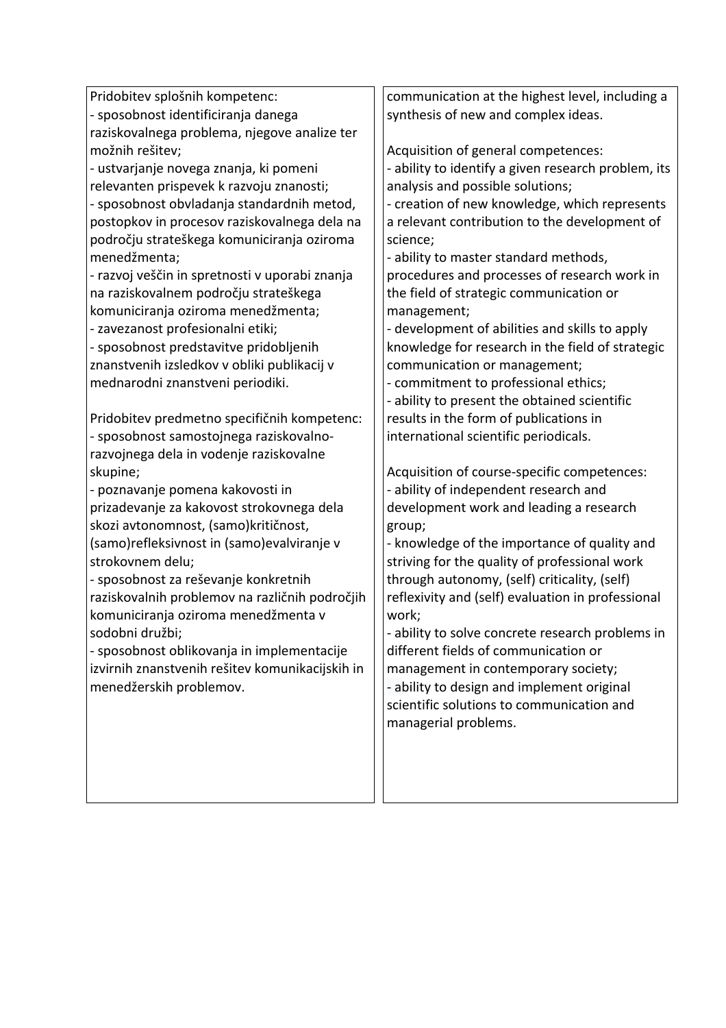| Pridobitev splošnih kompetenc:<br>- sposobnost identificiranja danega raziskovalnega problema, njegove analize ter možnih rešitev;<br>- ustvarjanje novega znanja, ki pomeni relevanten prispevek k razvoju znanosti;<br>- sposobnost obvladanja standardnih metod, postopkov in procesov raziskovalnega dela na področju strateškega komuniciranja oziroma menedžmenta;<br>- razvoj veščin in spretnosti v uporabi znanja na raziskovalnem področju strateškega komuniciranja oziroma menedžmenta;<br>- zavezanost profesionalni etiki;<br>- sposobnost predstavitve pridobljenih znanstvenih izsledkov v obliki publikacij v mednarodni znanstveni periodiki.<br><br>Pridobitev predmetno specifičnih kompetenc:<br>- sposobnost samostojnega raziskovalno-razvojnega dela in vodenje raziskovalne skupine;<br>- poznavanje pomena kakovosti in prizadevanje za kakovost strokovnega dela skozi avtonomnost, (samo)kritičnost, (samo)refleksivnost in (samo)evalviranje v strokovnem delu;<br>- sposobnost za reševanje konkretnih raziskovalnih problemov na različnih področjih komuniciranja oziroma menedžmenta v sodobni družbi;<br>- sposobnost oblikovanja in implementacije izvirnih znanstvenih rešitev komunikacijskih in menedžerskih problemov. | communication at the highest level, including a synthesis of new and complex ideas.<br><br>Acquisition of general competences:<br>- ability to identify a given research problem, its analysis and possible solutions;<br>- creation of new knowledge, which represents a relevant contribution to the development of science;<br>- ability to master standard methods, procedures and processes of research work in the field of strategic communication or management;<br>- development of abilities and skills to apply knowledge for research in the field of strategic communication or management;<br>- commitment to professional ethics;<br>- ability to present the obtained scientific results in the form of publications in international scientific periodicals.<br><br>Acquisition of course-specific competences:<br>- ability of independent research and development work and leading a research group;<br>- knowledge of the importance of quality and striving for the quality of professional work through autonomy, (self) criticality, (self) reflexivity and (self) evaluation in professional work;<br>- ability to solve concrete research problems in different fields of communication or management in contemporary society;<br>- ability to design and implement original scientific solutions to communication and managerial problems. |
|---|---|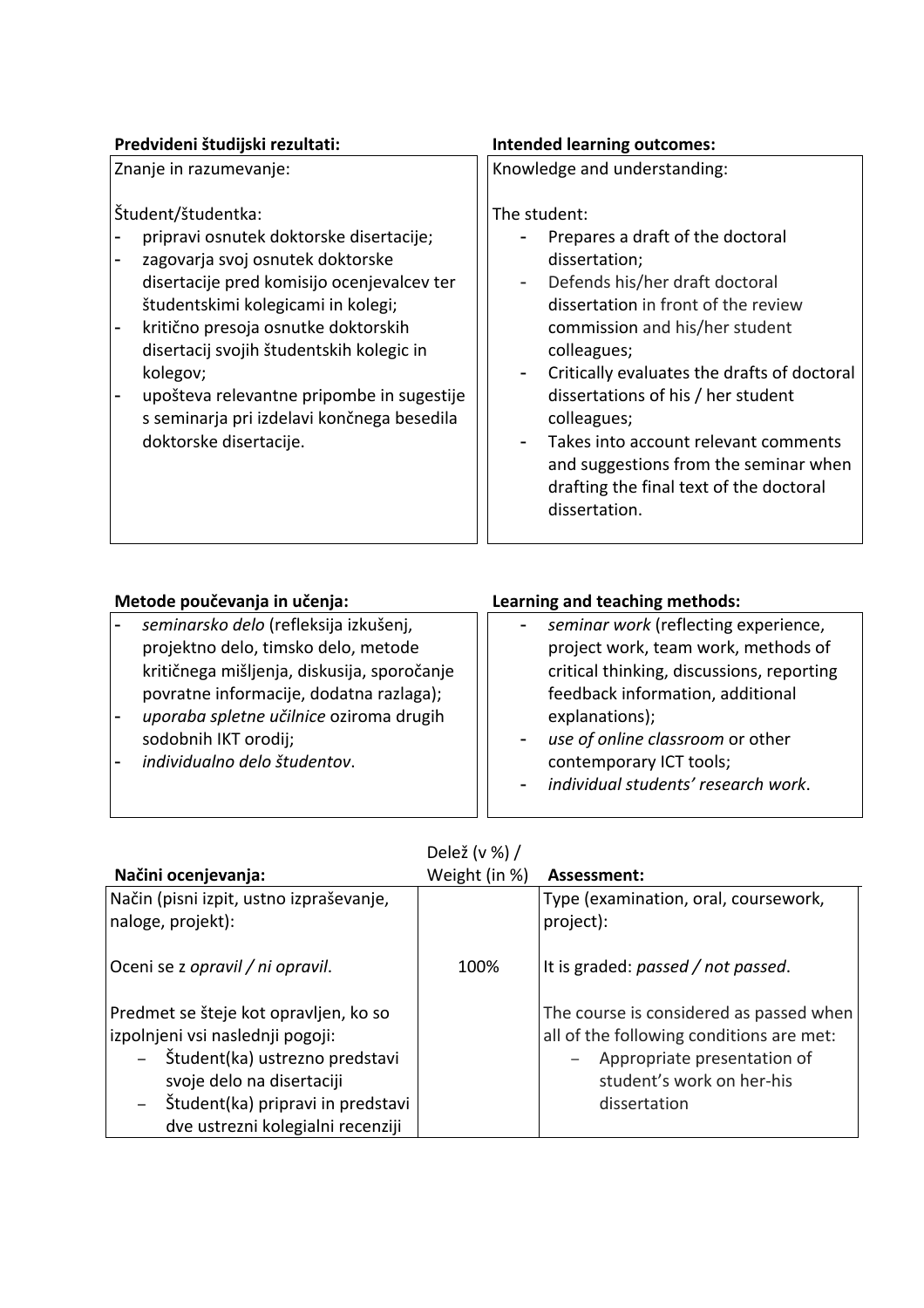| Predvideni študijski rezultati: | Intended learning outcomes: |
|---|---|
| Znanje in razumevanje:<br><br>Študent/študentka:<br>- pripravi osnutek doktorske disertacije;<br>- zagovarja svoj osnutek doktorske disertacije pred komisijo ocenjevalcev ter študentskimi kolegicami in kolegi;<br>- kritično presoja osnutke doktorskih disertacij svojih študentskih kolegic in kolegov;<br>- upošteva relevantne pripombe in sugestije s seminarja pri izdelavi končnega besedila doktorske disertacije. | Knowledge and understanding:<br><br>The student:<br>- Prepares a draft of the doctoral dissertation;<br>- Defends his/her draft doctoral dissertation in front of the review commission and his/her student colleagues;<br>- Critically evaluates the drafts of doctoral dissertations of his / her student colleagues;<br>- Takes into account relevant comments and suggestions from the seminar when drafting the final text of the doctoral dissertation. |

| Metode poučevanja in učenja: | Learning and teaching methods: |
|---|---|
| - *seminarsko delo* (refleksija izkušenj, projektno delo, timsko delo, metode kritičnega mišljenja, diskusija, sporočanje povratne informacije, dodatna razlaga);<br>- *uporaba spletne učilnice* oziroma drugih sodobnih IKT orodij;<br>- *individualno delo študentov*. | - *seminar work* (reflecting experience, project work, team work, methods of critical thinking, discussions, reporting feedback information, additional explanations);<br>- *use of online classroom* or other contemporary ICT tools;<br>- *individual students' research work*. |

| Načini ocenjevanja: | Delež (v %) / Weight (in %) | Assessment: |
|---|---|---|
| Način (pisni izpit, ustno izpraševanje, naloge, projekt): | | Type (examination, oral, coursework, project): |
| Oceni se z *opravil / ni opravil*. | 100% | It is graded: *passed / not passed*. |
| Predmet se šteje kot opravljen, ko so izpolnjeni vsi naslednji pogoji:<br>- Študent(ka) ustrezno predstavi svoje delo na disertaciji<br>- Študent(ka) pripravi in predstavi dve ustrezni kolegialni recenziji | | The course is considered as passed when all of the following conditions are met:<br>- Appropriate presentation of student's work on her-his dissertation |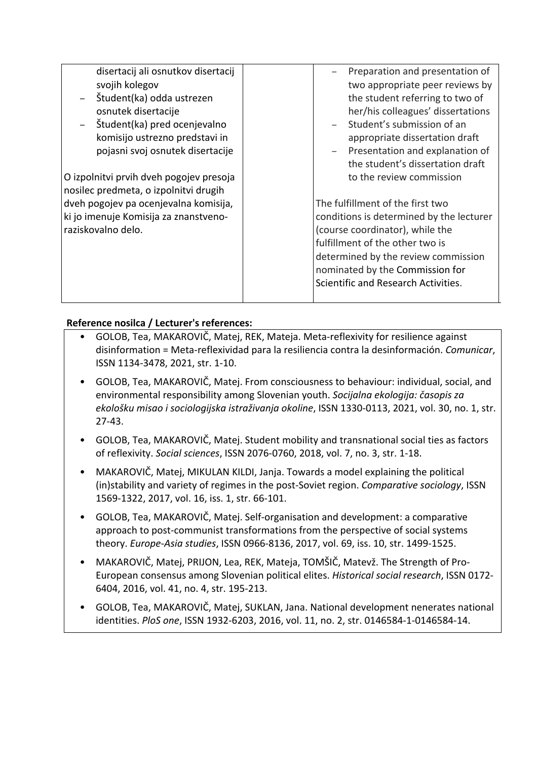| | | |
|---|---|---|
| disertacij ali osnutkov disertacij svojih kolegov<br>– Študent(ka) odda ustrezen osnutek disertacije<br>– Študent(ka) pred ocenjevalno komisijo ustrezno predstavi in pojasni svoj osnutek disertacije<br><br>O izpolnitvi prvih dveh pogojev presoja nosilec predmeta, o izpolnitvi drugih dveh pogojev pa ocenjevalna komisija, ki jo imenuje Komisija za znanstveno-raziskovalno delo. | | – Preparation and presentation of two appropriate peer reviews by the student referring to two of her/his colleagues' dissertations<br>– Student's submission of an appropriate dissertation draft<br>– Presentation and explanation of the student's dissertation draft to the review commission<br><br>The fulfillment of the first two conditions is determined by the lecturer (course coordinator), while the fulfillment of the other two is determined by the review commission nominated by the Commission for Scientific and Research Activities. |

**Reference nosilca / Lecturer's references:**

- GOLOB, Tea, MAKAROVIČ, Matej, REK, Mateja. Meta-reflexivity for resilience against disinformation = Meta-reflexividad para la resiliencia contra la desinformación. *Comunicar*, ISSN 1134-3478, 2021, str. 1-10.
- GOLOB, Tea, MAKAROVIČ, Matej. From consciousness to behaviour: individual, social, and environmental responsibility among Slovenian youth. *Socijalna ekologija: časopis za ekološku misao i sociologijska istraživanja okoline*, ISSN 1330-0113, 2021, vol. 30, no. 1, str. 27-43.
- GOLOB, Tea, MAKAROVIČ, Matej. Student mobility and transnational social ties as factors of reflexivity. *Social sciences*, ISSN 2076-0760, 2018, vol. 7, no. 3, str. 1-18.
- MAKAROVIČ, Matej, MIKULAN KILDI, Janja. Towards a model explaining the political (in)stability and variety of regimes in the post-Soviet region. *Comparative sociology*, ISSN 1569-1322, 2017, vol. 16, iss. 1, str. 66-101.
- GOLOB, Tea, MAKAROVIČ, Matej. Self-organisation and development: a comparative approach to post-communist transformations from the perspective of social systems theory. *Europe-Asia studies*, ISSN 0966-8136, 2017, vol. 69, iss. 10, str. 1499-1525.
- MAKAROVIČ, Matej, PRIJON, Lea, REK, Mateja, TOMŠIČ, Matevž. The Strength of Pro-European consensus among Slovenian political elites. *Historical social research*, ISSN 0172-6404, 2016, vol. 41, no. 4, str. 195-213.
- GOLOB, Tea, MAKAROVIČ, Matej, SUKLAN, Jana. National development nenerates national identities. *PloS one*, ISSN 1932-6203, 2016, vol. 11, no. 2, str. 0146584-1-0146584-14.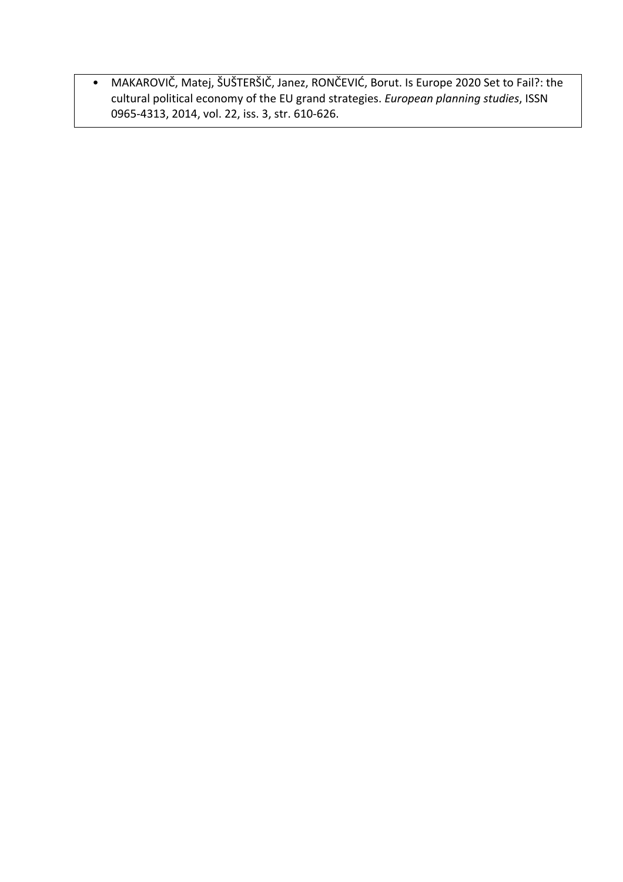- MAKAROVIČ, Matej, ŠUŠTERŠIČ, Janez, RONČEVIĆ, Borut. Is Europe 2020 Set to Fail?: the cultural political economy of the EU grand strategies. *European planning studies*, ISSN 0965-4313, 2014, vol. 22, iss. 3, str. 610-626.